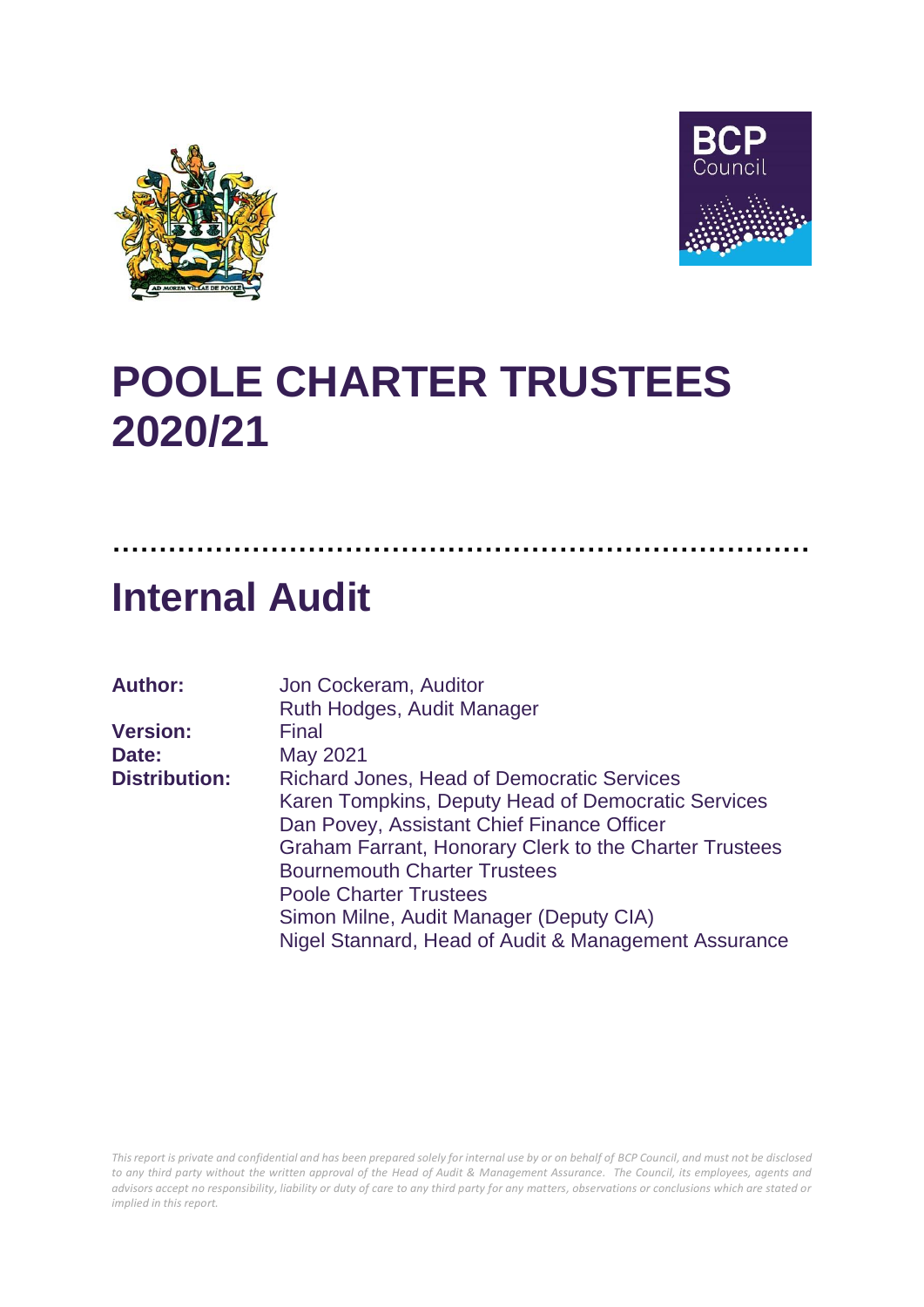# POOLE CHARTER TRUSTEES 2020/21

# Internal Audit

| | |
|---|---|
| **Author:** | Jon Cockeram, Auditor<br>Ruth Hodges, Audit Manager |
| **Version:** | Final |
| **Date:** | May 2021 |
| **Distribution:** | Richard Jones, Head of Democratic Services<br>Karen Tompkins, Deputy Head of Democratic Services<br>Dan Povey, Assistant Chief Finance Officer<br>Graham Farrant, Honorary Clerk to the Charter Trustees<br>Bournemouth Charter Trustees<br>Poole Charter Trustees<br>Simon Milne, Audit Manager (Deputy CIA)<br>Nigel Stannard, Head of Audit & Management Assurance |

*This report is private and confidential and has been prepared solely for internal use by or on behalf of BCP Council, and must not be disclosed to any third party without the written approval of the Head of Audit & Management Assurance. The Council, its employees, agents and advisors accept no responsibility, liability or duty of care to any third party for any matters, observations or conclusions which are stated or implied in this report.*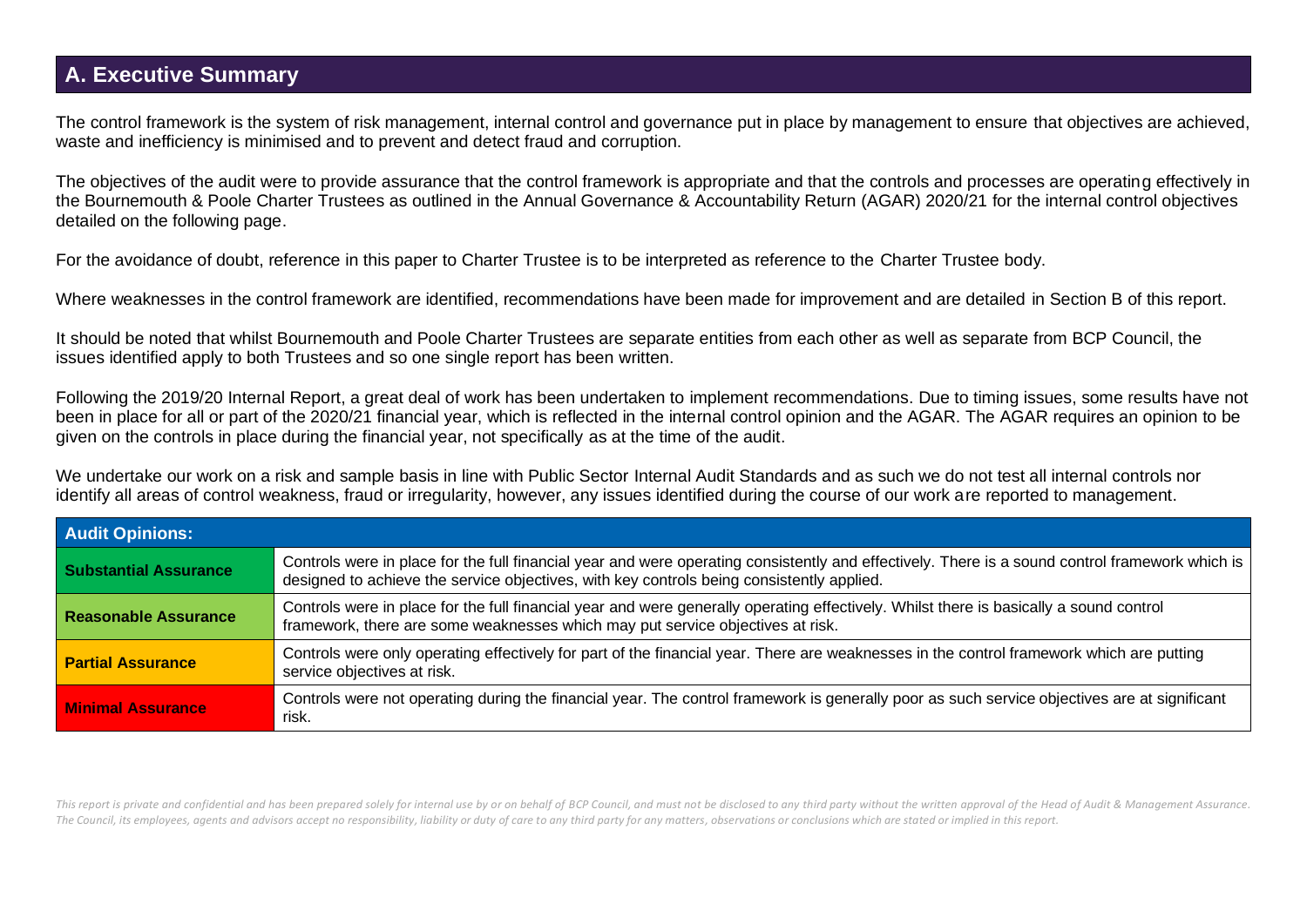## A. Executive Summary

The control framework is the system of risk management, internal control and governance put in place by management to ensure that objectives are achieved, waste and inefficiency is minimised and to prevent and detect fraud and corruption.

The objectives of the audit were to provide assurance that the control framework is appropriate and that the controls and processes are operating effectively in the Bournemouth & Poole Charter Trustees as outlined in the Annual Governance & Accountability Return (AGAR) 2020/21 for the internal control objectives detailed on the following page.

For the avoidance of doubt, reference in this paper to Charter Trustee is to be interpreted as reference to the Charter Trustee body.

Where weaknesses in the control framework are identified, recommendations have been made for improvement and are detailed in Section B of this report.

It should be noted that whilst Bournemouth and Poole Charter Trustees are separate entities from each other as well as separate from BCP Council, the issues identified apply to both Trustees and so one single report has been written.

Following the 2019/20 Internal Report, a great deal of work has been undertaken to implement recommendations. Due to timing issues, some results have not been in place for all or part of the 2020/21 financial year, which is reflected in the internal control opinion and the AGAR. The AGAR requires an opinion to be given on the controls in place during the financial year, not specifically as at the time of the audit.

We undertake our work on a risk and sample basis in line with Public Sector Internal Audit Standards and as such we do not test all internal controls nor identify all areas of control weakness, fraud or irregularity, however, any issues identified during the course of our work are reported to management.

| Audit Opinions: | |
|---|---|
| **Substantial Assurance** | Controls were in place for the full financial year and were operating consistently and effectively. There is a sound control framework which is designed to achieve the service objectives, with key controls being consistently applied. |
| **Reasonable Assurance** | Controls were in place for the full financial year and were generally operating effectively. Whilst there is basically a sound control framework, there are some weaknesses which may put service objectives at risk. |
| **Partial Assurance** | Controls were only operating effectively for part of the financial year. There are weaknesses in the control framework which are putting service objectives at risk. |
| **Minimal Assurance** | Controls were not operating during the financial year. The control framework is generally poor as such service objectives are at significant risk. |

*This report is private and confidential and has been prepared solely for internal use by or on behalf of BCP Council, and must not be disclosed to any third party without the written approval of the Head of Audit & Management Assurance. The Council, its employees, agents and advisors accept no responsibility, liability or duty of care to any third party for any matters, observations or conclusions which are stated or implied in this report.*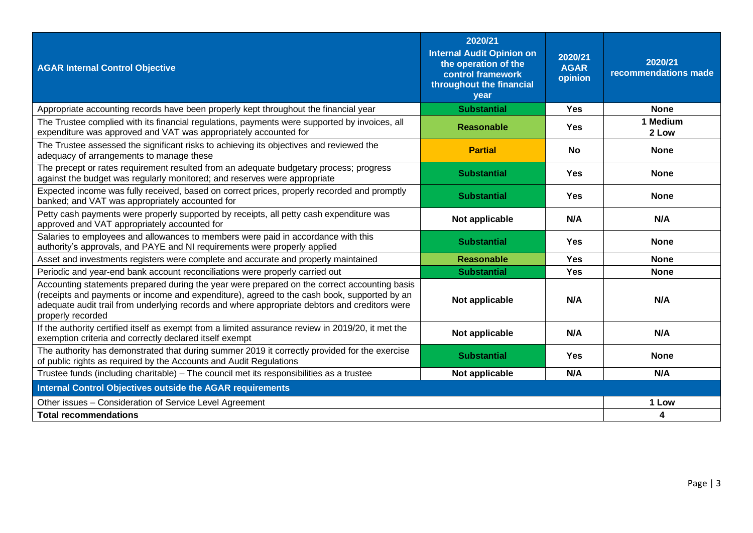| AGAR Internal Control Objective | 2020/21 Internal Audit Opinion on the operation of the control framework throughout the financial year | 2020/21 AGAR opinion | 2020/21 recommendations made |
|---|---|---|---|
| Appropriate accounting records have been properly kept throughout the financial year | **Substantial** | **Yes** | **None** |
| The Trustee complied with its financial regulations, payments were supported by invoices, all expenditure was approved and VAT was appropriately accounted for | **Reasonable** | **Yes** | **1 Medium 2 Low** |
| The Trustee assessed the significant risks to achieving its objectives and reviewed the adequacy of arrangements to manage these | **Partial** | **No** | **None** |
| The precept or rates requirement resulted from an adequate budgetary process; progress against the budget was regularly monitored; and reserves were appropriate | **Substantial** | **Yes** | **None** |
| Expected income was fully received, based on correct prices, properly recorded and promptly banked; and VAT was appropriately accounted for | **Substantial** | **Yes** | **None** |
| Petty cash payments were properly supported by receipts, all petty cash expenditure was approved and VAT appropriately accounted for | **Not applicable** | **N/A** | **N/A** |
| Salaries to employees and allowances to members were paid in accordance with this authority's approvals, and PAYE and NI requirements were properly applied | **Substantial** | **Yes** | **None** |
| Asset and investments registers were complete and accurate and properly maintained | **Reasonable** | **Yes** | **None** |
| Periodic and year-end bank account reconciliations were properly carried out | **Substantial** | **Yes** | **None** |
| Accounting statements prepared during the year were prepared on the correct accounting basis (receipts and payments or income and expenditure), agreed to the cash book, supported by an adequate audit trail from underlying records and where appropriate debtors and creditors were properly recorded | **Not applicable** | **N/A** | **N/A** |
| If the authority certified itself as exempt from a limited assurance review in 2019/20, it met the exemption criteria and correctly declared itself exempt | **Not applicable** | **N/A** | **N/A** |
| The authority has demonstrated that during summer 2019 it correctly provided for the exercise of public rights as required by the Accounts and Audit Regulations | **Substantial** | **Yes** | **None** |
| Trustee funds (including charitable) – The council met its responsibilities as a trustee | **Not applicable** | **N/A** | **N/A** |
| **Internal Control Objectives outside the AGAR requirements** | | | |
| Other issues – Consideration of Service Level Agreement | | | **1 Low** |
| **Total recommendations** | | | **4** |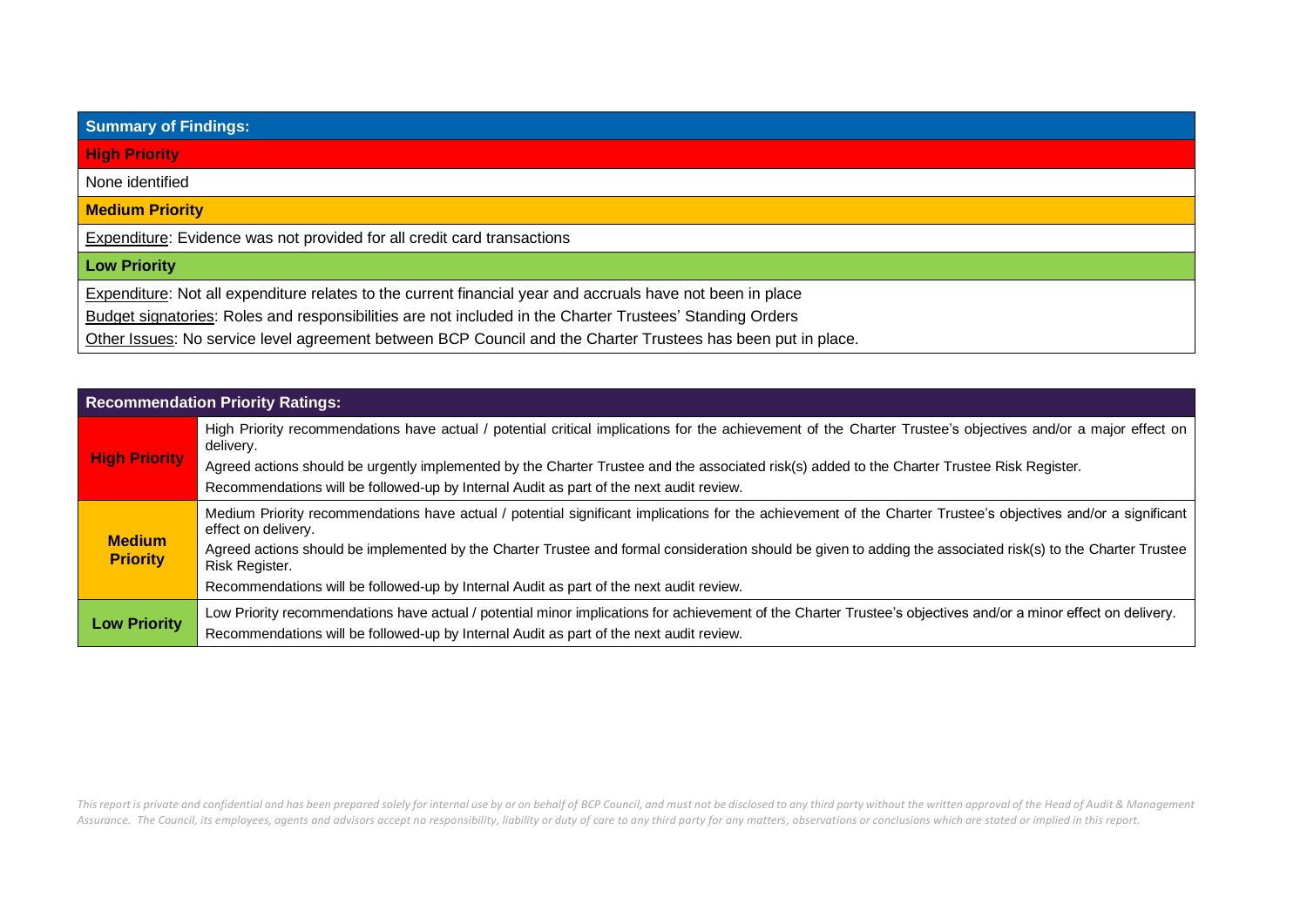| Summary of Findings: |
| --- |
| **High Priority** |
| None identified |
| **Medium Priority** |
| Expenditure: Evidence was not provided for all credit card transactions |
| **Low Priority** |
| Expenditure: Not all expenditure relates to the current financial year and accruals have not been in place<br>Budget signatories: Roles and responsibilities are not included in the Charter Trustees' Standing Orders<br>Other Issues: No service level agreement between BCP Council and the Charter Trustees has been put in place. |

| Recommendation Priority Ratings: | |
| --- | --- |
| **High Priority** | High Priority recommendations have actual / potential critical implications for the achievement of the Charter Trustee's objectives and/or a major effect on delivery.<br>Agreed actions should be urgently implemented by the Charter Trustee and the associated risk(s) added to the Charter Trustee Risk Register.<br>Recommendations will be followed-up by Internal Audit as part of the next audit review. |
| **Medium Priority** | Medium Priority recommendations have actual / potential significant implications for the achievement of the Charter Trustee's objectives and/or a significant effect on delivery.<br>Agreed actions should be implemented by the Charter Trustee and formal consideration should be given to adding the associated risk(s) to the Charter Trustee Risk Register.<br>Recommendations will be followed-up by Internal Audit as part of the next audit review. |
| **Low Priority** | Low Priority recommendations have actual / potential minor implications for achievement of the Charter Trustee's objectives and/or a minor effect on delivery.<br>Recommendations will be followed-up by Internal Audit as part of the next audit review. |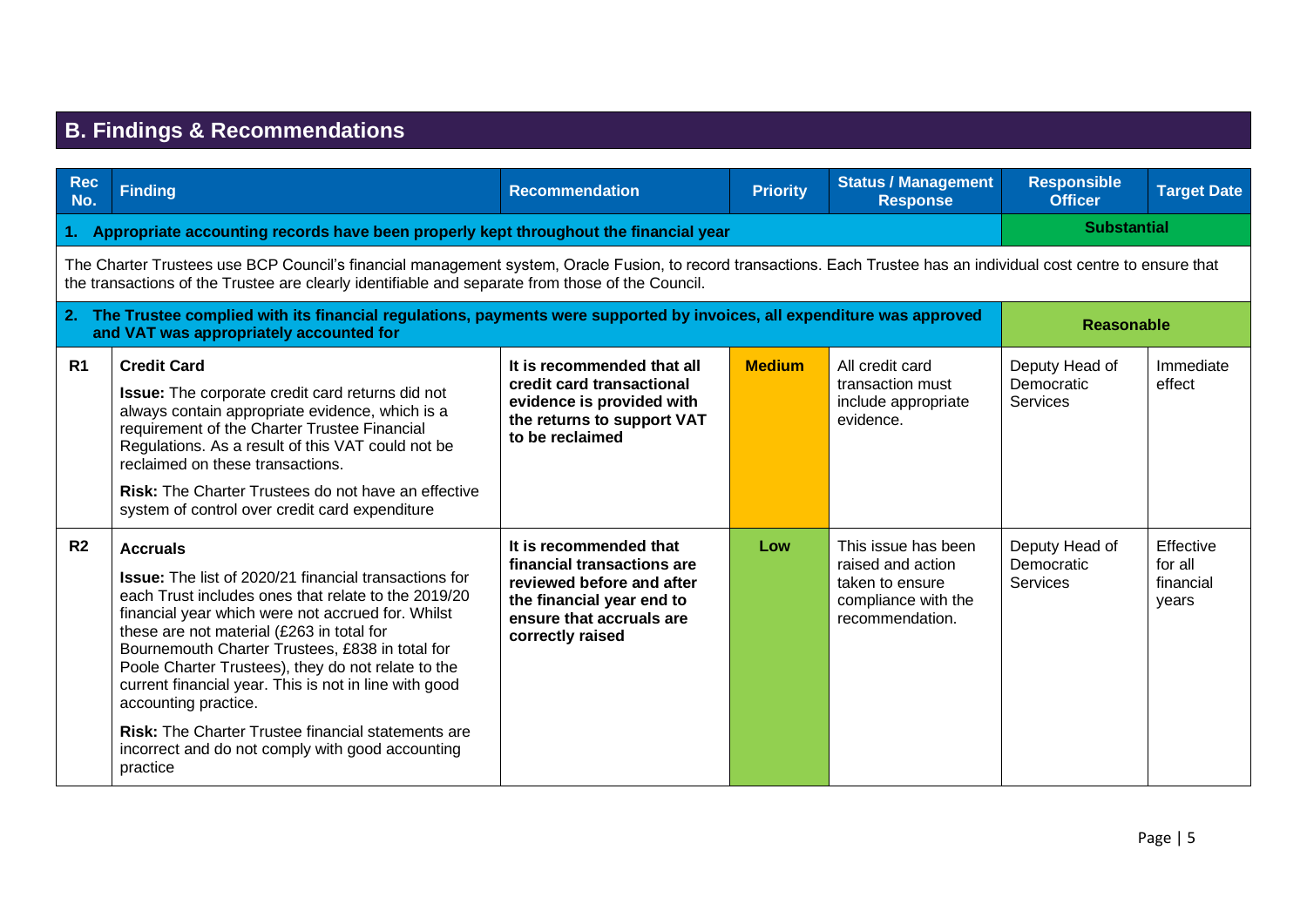## B. Findings & Recommendations

| Rec No. | Finding | Recommendation | Priority | Status / Management Response | Responsible Officer | Target Date |
|---|---|---|---|---|---|---|
| **1. Appropriate accounting records have been properly kept throughout the financial year** | | | | | **Substantial** | |
| The Charter Trustees use BCP Council's financial management system, Oracle Fusion, to record transactions. Each Trustee has an individual cost centre to ensure that the transactions of the Trustee are clearly identifiable and separate from those of the Council. | | | | | | |
| **2. The Trustee complied with its financial regulations, payments were supported by invoices, all expenditure was approved and VAT was appropriately accounted for** | | | | | **Reasonable** | |
| **R1** | **Credit Card**<br>**Issue:** The corporate credit card returns did not always contain appropriate evidence, which is a requirement of the Charter Trustee Financial Regulations. As a result of this VAT could not be reclaimed on these transactions.<br>**Risk:** The Charter Trustees do not have an effective system of control over credit card expenditure | **It is recommended that all credit card transactional evidence is provided with the returns to support VAT to be reclaimed** | **Medium** | All credit card transaction must include appropriate evidence. | Deputy Head of Democratic Services | Immediate effect |
| **R2** | **Accruals**<br>**Issue:** The list of 2020/21 financial transactions for each Trust includes ones that relate to the 2019/20 financial year which were not accrued for. Whilst these are not material (£263 in total for Bournemouth Charter Trustees, £838 in total for Poole Charter Trustees), they do not relate to the current financial year. This is not in line with good accounting practice.<br>**Risk:** The Charter Trustee financial statements are incorrect and do not comply with good accounting practice | **It is recommended that financial transactions are reviewed before and after the financial year end to ensure that accruals are correctly raised** | **Low** | This issue has been raised and action taken to ensure compliance with the recommendation. | Deputy Head of Democratic Services | Effective for all financial years |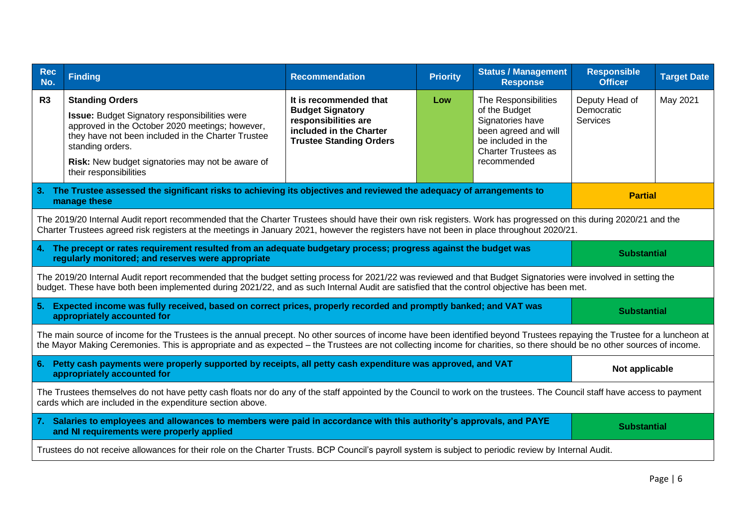| Rec No. | Finding | Recommendation | Priority | Status / Management Response | Responsible Officer | Target Date |
|---|---|---|---|---|---|---|
| R3 | **Standing Orders**<br>**Issue:** Budget Signatory responsibilities were approved in the October 2020 meetings; however, they have not been included in the Charter Trustee standing orders.<br>**Risk:** New budget signatories may not be aware of their responsibilities | **It is recommended that Budget Signatory responsibilities are included in the Charter Trustee Standing Orders** | **Low** | The Responsibilities of the Budget Signatories have been agreed and will be included in the Charter Trustees as recommended | Deputy Head of Democratic Services | May 2021 |

| 3. The Trustee assessed the significant risks to achieving its objectives and reviewed the adequacy of arrangements to manage these | Partial |
|---|---|

The 2019/20 Internal Audit report recommended that the Charter Trustees should have their own risk registers. Work has progressed on this during 2020/21 and the Charter Trustees agreed risk registers at the meetings in January 2021, however the registers have not been in place throughout 2020/21.

| 4. The precept or rates requirement resulted from an adequate budgetary process; progress against the budget was regularly monitored; and reserves were appropriate | Substantial |
|---|---|

The 2019/20 Internal Audit report recommended that the budget setting process for 2021/22 was reviewed and that Budget Signatories were involved in setting the budget. These have both been implemented during 2021/22, and as such Internal Audit are satisfied that the control objective has been met.

| 5. Expected income was fully received, based on correct prices, properly recorded and promptly banked; and VAT was appropriately accounted for | Substantial |
|---|---|

The main source of income for the Trustees is the annual precept. No other sources of income have been identified beyond Trustees repaying the Trustee for a luncheon at the Mayor Making Ceremonies. This is appropriate and as expected – the Trustees are not collecting income for charities, so there should be no other sources of income.

| 6. Petty cash payments were properly supported by receipts, all petty cash expenditure was approved, and VAT appropriately accounted for | Not applicable |
|---|---|

The Trustees themselves do not have petty cash floats nor do any of the staff appointed by the Council to work on the trustees. The Council staff have access to payment cards which are included in the expenditure section above.

| 7. Salaries to employees and allowances to members were paid in accordance with this authority's approvals, and PAYE and NI requirements were properly applied | Substantial |
|---|---|

Trustees do not receive allowances for their role on the Charter Trusts. BCP Council's payroll system is subject to periodic review by Internal Audit.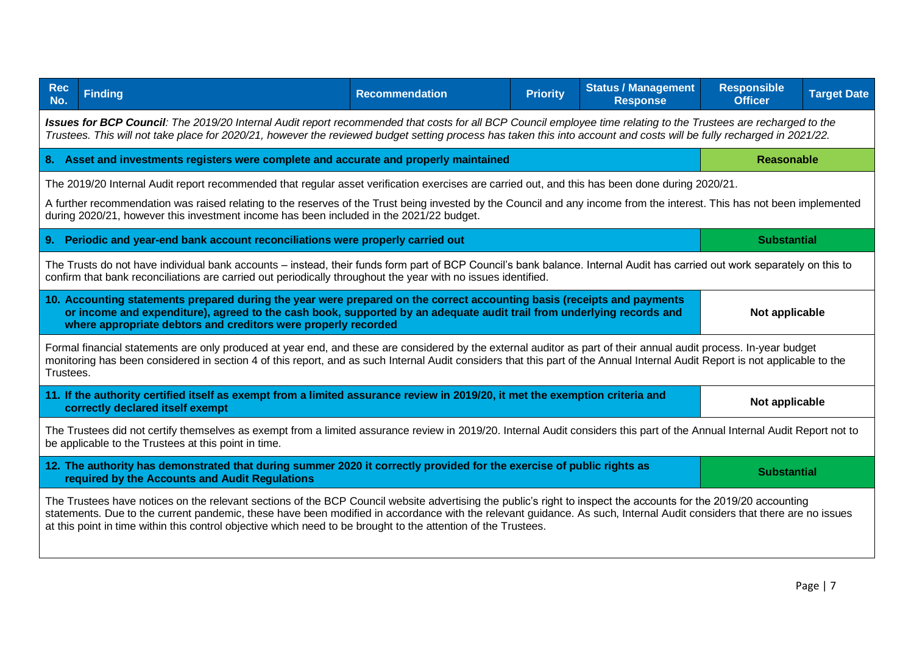| Rec No. | Finding | Recommendation | Priority | Status / Management Response | Responsible Officer | Target Date |
|---|---|---|---|---|---|---|
| ***Issues for BCP Council**: The 2019/20 Internal Audit report recommended that costs for all BCP Council employee time relating to the Trustees are recharged to the Trustees. This will not take place for 2020/21, however the reviewed budget setting process has taken this into account and costs will be fully recharged in 2021/22.* | | | | | | |
| **8. Asset and investments registers were complete and accurate and properly maintained** | | | | | **Reasonable** | |
| The 2019/20 Internal Audit report recommended that regular asset verification exercises are carried out, and this has been done during 2020/21. A further recommendation was raised relating to the reserves of the Trust being invested by the Council and any income from the interest. This has not been implemented during 2020/21, however this investment income has been included in the 2021/22 budget. | | | | | | |
| **9. Periodic and year-end bank account reconciliations were properly carried out** | | | | | **Substantial** | |
| The Trusts do not have individual bank accounts – instead, their funds form part of BCP Council's bank balance. Internal Audit has carried out work separately on this to confirm that bank reconciliations are carried out periodically throughout the year with no issues identified. | | | | | | |
| **10. Accounting statements prepared during the year were prepared on the correct accounting basis (receipts and payments or income and expenditure), agreed to the cash book, supported by an adequate audit trail from underlying records and where appropriate debtors and creditors were properly recorded** | | | | | **Not applicable** | |
| Formal financial statements are only produced at year end, and these are considered by the external auditor as part of their annual audit process. In-year budget monitoring has been considered in section 4 of this report, and as such Internal Audit considers that this part of the Annual Internal Audit Report is not applicable to the Trustees. | | | | | | |
| **11. If the authority certified itself as exempt from a limited assurance review in 2019/20, it met the exemption criteria and correctly declared itself exempt** | | | | | **Not applicable** | |
| The Trustees did not certify themselves as exempt from a limited assurance review in 2019/20. Internal Audit considers this part of the Annual Internal Audit Report not to be applicable to the Trustees at this point in time. | | | | | | |
| **12. The authority has demonstrated that during summer 2020 it correctly provided for the exercise of public rights as required by the Accounts and Audit Regulations** | | | | | **Substantial** | |
| The Trustees have notices on the relevant sections of the BCP Council website advertising the public's right to inspect the accounts for the 2019/20 accounting statements. Due to the current pandemic, these have been modified in accordance with the relevant guidance. As such, Internal Audit considers that there are no issues at this point in time within this control objective which need to be brought to the attention of the Trustees. | | | | | | |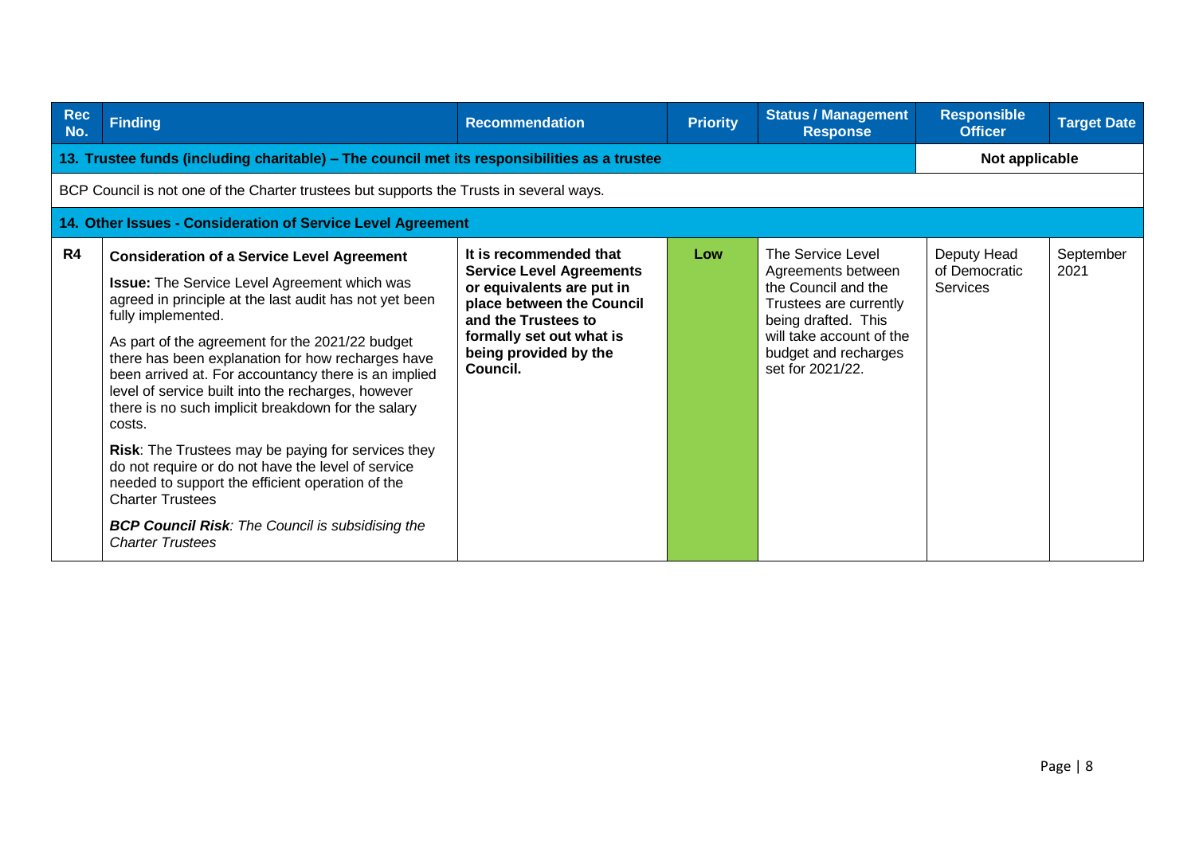| Rec No. | Finding | Recommendation | Priority | Status / Management Response | Responsible Officer | Target Date |
|---|---|---|---|---|---|---|
| **13. Trustee funds (including charitable) – The council met its responsibilities as a trustee** | | | | | **Not applicable** | |
| BCP Council is not one of the Charter trustees but supports the Trusts in several ways. | | | | | | |
| **14. Other Issues - Consideration of Service Level Agreement** | | | | | | |
| **R4** | **Consideration of a Service Level Agreement**<br><br>**Issue:** The Service Level Agreement which was agreed in principle at the last audit has not yet been fully implemented.<br><br>As part of the agreement for the 2021/22 budget there has been explanation for how recharges have been arrived at. For accountancy there is an implied level of service built into the recharges, however there is no such implicit breakdown for the salary costs.<br><br>**Risk**: The Trustees may be paying for services they do not require or do not have the level of service needed to support the efficient operation of the Charter Trustees<br><br>***BCP Council Risk****: The Council is subsidising the Charter Trustees* | **It is recommended that Service Level Agreements or equivalents are put in place between the Council and the Trustees to formally set out what is being provided by the Council.** | **Low** | The Service Level Agreements between the Council and the Trustees are currently being drafted. This will take account of the budget and recharges set for 2021/22. | Deputy Head of Democratic Services | September 2021 |